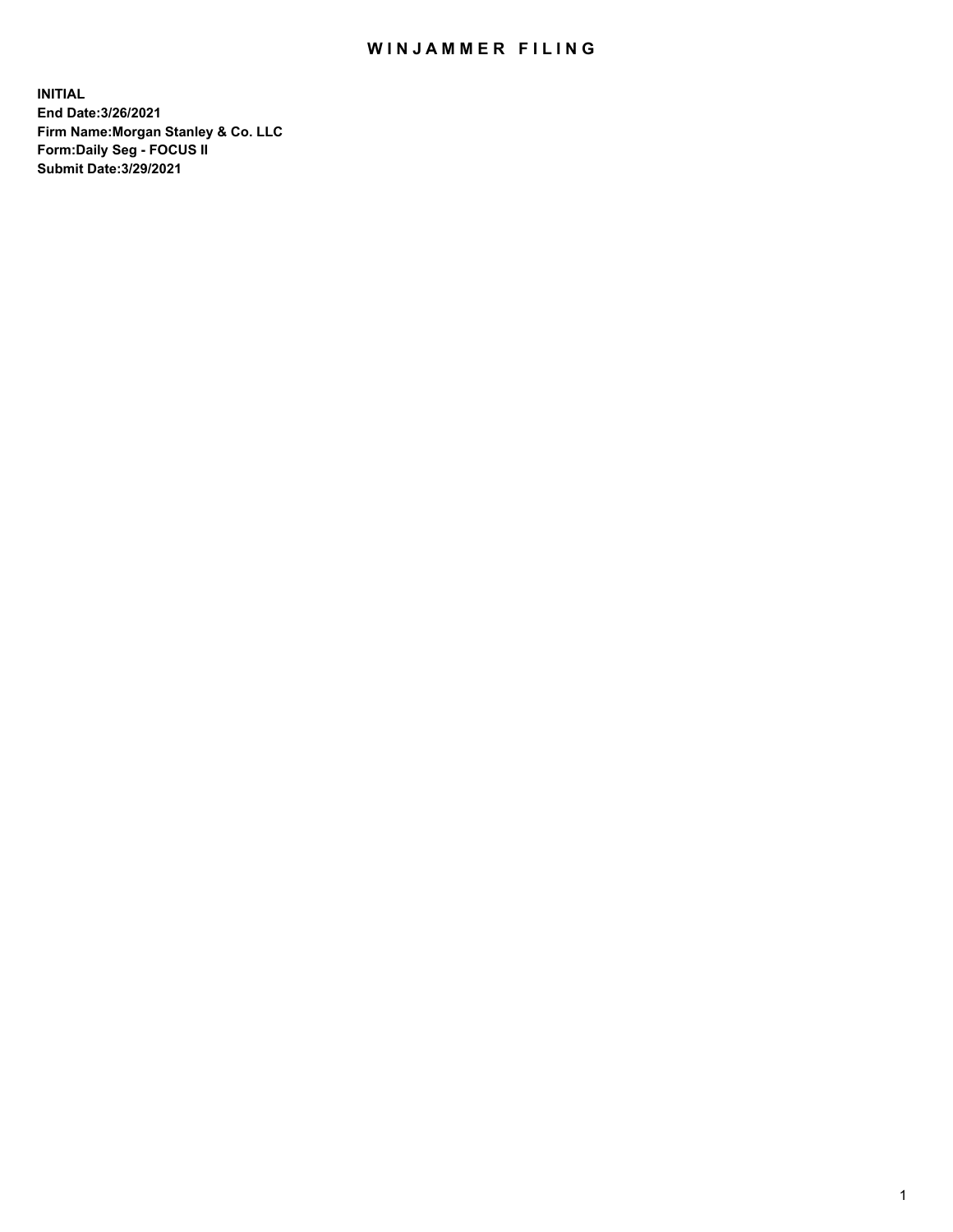# WINJAMMER FILING

**INITIAL**
**End Date:3/26/2021**
**Firm Name:Morgan Stanley & Co. LLC**
**Form:Daily Seg - FOCUS II**
**Submit Date:3/29/2021**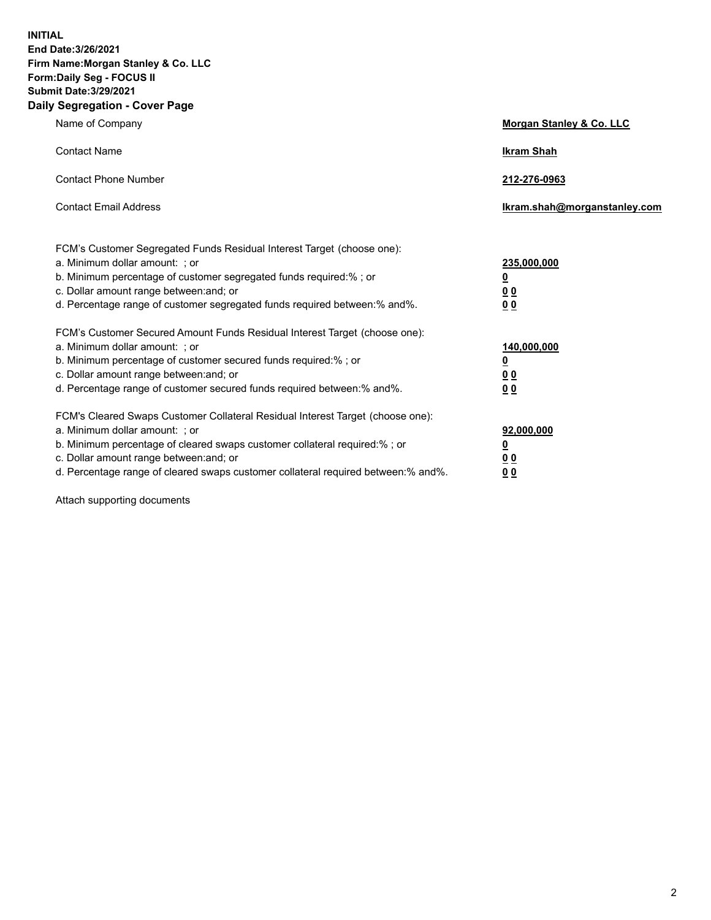**INITIAL**
**End Date:3/26/2021**
**Firm Name:Morgan Stanley & Co. LLC**
**Form:Daily Seg - FOCUS II**
**Submit Date:3/29/2021**

## Daily Segregation - Cover Page

| | |
|---|---|
| Name of Company | **Morgan Stanley & Co. LLC** |
| Contact Name | **Ikram Shah** |
| Contact Phone Number | **212-276-0963** |
| Contact Email Address | **Ikram.shah@morganstanley.com** |

| | |
|---|---|
| FCM's Customer Segregated Funds Residual Interest Target (choose one): | |
| a. Minimum dollar amount: ; or | **235,000,000** |
| b. Minimum percentage of customer segregated funds required:% ; or | **0** |
| c. Dollar amount range between:and; or | **0 0** |
| d. Percentage range of customer segregated funds required between:% and%. | **0 0** |
| FCM's Customer Secured Amount Funds Residual Interest Target (choose one): | |
| a. Minimum dollar amount: ; or | **140,000,000** |
| b. Minimum percentage of customer secured funds required:% ; or | **0** |
| c. Dollar amount range between:and; or | **0 0** |
| d. Percentage range of customer secured funds required between:% and%. | **0 0** |
| FCM's Cleared Swaps Customer Collateral Residual Interest Target (choose one): | |
| a. Minimum dollar amount: ; or | **92,000,000** |
| b. Minimum percentage of cleared swaps customer collateral required:% ; or | **0** |
| c. Dollar amount range between:and; or | **0 0** |
| d. Percentage range of cleared swaps customer collateral required between:% and%. | **0 0** |

Attach supporting documents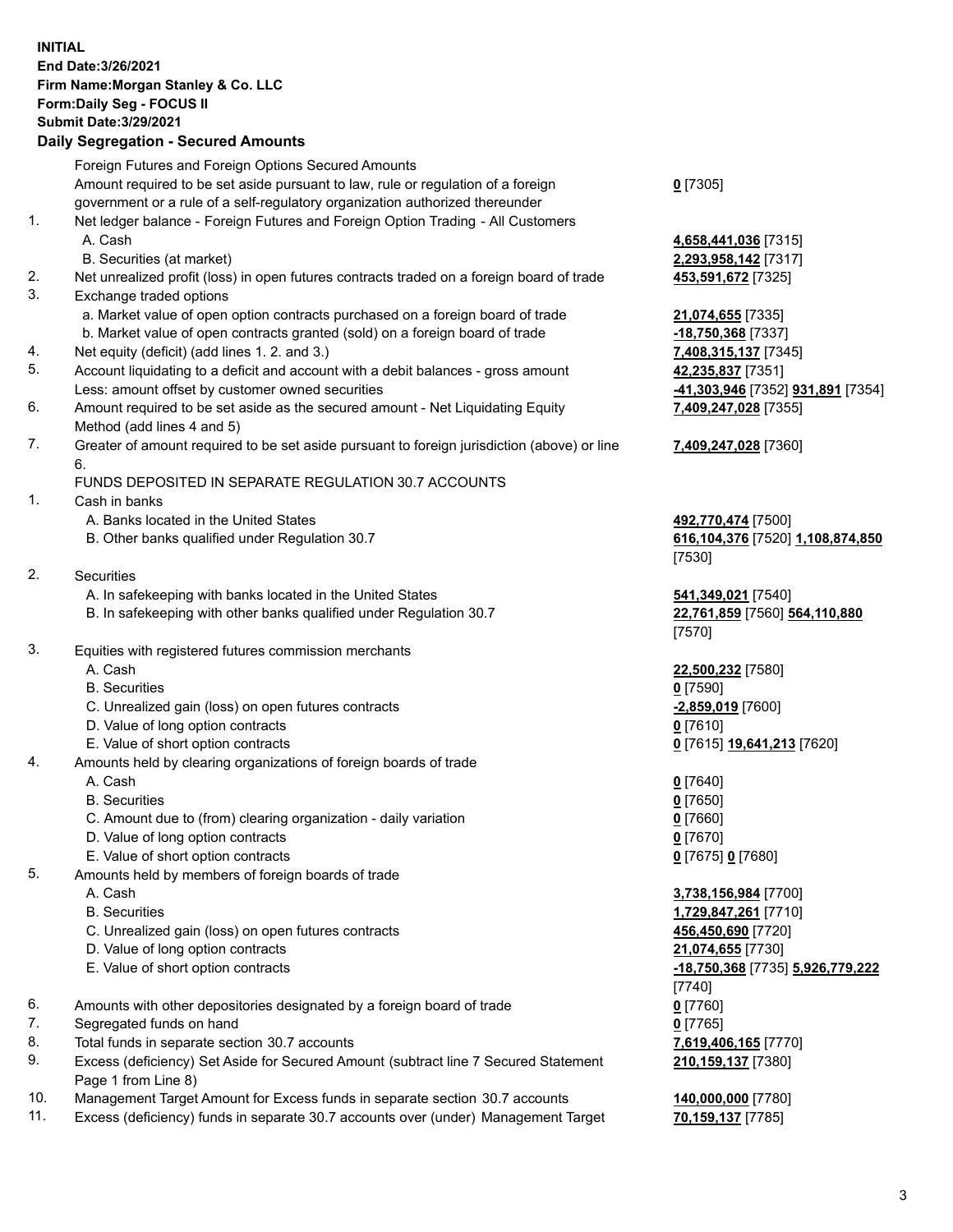**INITIAL**
**End Date:3/26/2021**
**Firm Name:Morgan Stanley & Co. LLC**
**Form:Daily Seg - FOCUS II**
**Submit Date:3/29/2021**

**Daily Segregation - Secured Amounts**

| | | |
|---|---|---|
| | Foreign Futures and Foreign Options Secured Amounts | |
| | Amount required to be set aside pursuant to law, rule or regulation of a foreign government or a rule of a self-regulatory organization authorized thereunder | **0** [7305] |
| 1. | Net ledger balance - Foreign Futures and Foreign Option Trading - All Customers | |
| | A. Cash | **4,658,441,036** [7315] |
| | B. Securities (at market) | **2,293,958,142** [7317] |
| 2. | Net unrealized profit (loss) in open futures contracts traded on a foreign board of trade | **453,591,672** [7325] |
| 3. | Exchange traded options | |
| | a. Market value of open option contracts purchased on a foreign board of trade | **21,074,655** [7335] |
| | b. Market value of open contracts granted (sold) on a foreign board of trade | **-18,750,368** [7337] |
| 4. | Net equity (deficit) (add lines 1. 2. and 3.) | **7,408,315,137** [7345] |
| 5. | Account liquidating to a deficit and account with a debit balances - gross amount | **42,235,837** [7351] |
| | Less: amount offset by customer owned securities | **-41,303,946** [7352] **931,891** [7354] |
| 6. | Amount required to be set aside as the secured amount - Net Liquidating Equity Method (add lines 4 and 5) | **7,409,247,028** [7355] |
| 7. | Greater of amount required to be set aside pursuant to foreign jurisdiction (above) or line 6. | **7,409,247,028** [7360] |
| | FUNDS DEPOSITED IN SEPARATE REGULATION 30.7 ACCOUNTS | |
| 1. | Cash in banks | |
| | A. Banks located in the United States | **492,770,474** [7500] |
| | B. Other banks qualified under Regulation 30.7 | **616,104,376** [7520] **1,108,874,850** [7530] |
| 2. | Securities | |
| | A. In safekeeping with banks located in the United States | **541,349,021** [7540] |
| | B. In safekeeping with other banks qualified under Regulation 30.7 | **22,761,859** [7560] **564,110,880** [7570] |
| 3. | Equities with registered futures commission merchants | |
| | A. Cash | **22,500,232** [7580] |
| | B. Securities | **0** [7590] |
| | C. Unrealized gain (loss) on open futures contracts | **-2,859,019** [7600] |
| | D. Value of long option contracts | **0** [7610] |
| | E. Value of short option contracts | **0** [7615] **19,641,213** [7620] |
| 4. | Amounts held by clearing organizations of foreign boards of trade | |
| | A. Cash | **0** [7640] |
| | B. Securities | **0** [7650] |
| | C. Amount due to (from) clearing organization - daily variation | **0** [7660] |
| | D. Value of long option contracts | **0** [7670] |
| | E. Value of short option contracts | **0** [7675] **0** [7680] |
| 5. | Amounts held by members of foreign boards of trade | |
| | A. Cash | **3,738,156,984** [7700] |
| | B. Securities | **1,729,847,261** [7710] |
| | C. Unrealized gain (loss) on open futures contracts | **456,450,690** [7720] |
| | D. Value of long option contracts | **21,074,655** [7730] |
| | E. Value of short option contracts | **-18,750,368** [7735] **5,926,779,222** [7740] |
| 6. | Amounts with other depositories designated by a foreign board of trade | **0** [7760] |
| 7. | Segregated funds on hand | **0** [7765] |
| 8. | Total funds in separate section 30.7 accounts | **7,619,406,165** [7770] |
| 9. | Excess (deficiency) Set Aside for Secured Amount (subtract line 7 Secured Statement Page 1 from Line 8) | **210,159,137** [7380] |
| 10. | Management Target Amount for Excess funds in separate section 30.7 accounts | **140,000,000** [7780] |
| 11. | Excess (deficiency) funds in separate 30.7 accounts over (under) Management Target | **70,159,137** [7785] |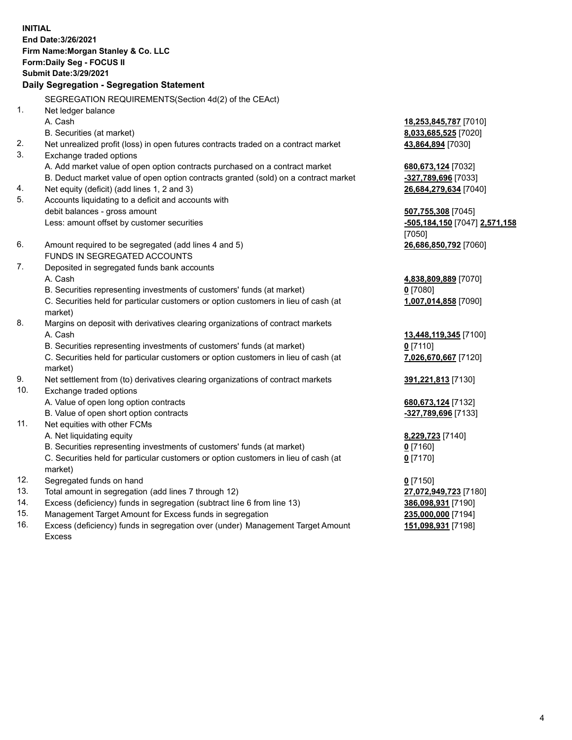**INITIAL**
**End Date:3/26/2021**
**Firm Name:Morgan Stanley & Co. LLC**
**Form:Daily Seg - FOCUS II**
**Submit Date:3/29/2021**

### Daily Segregation - Segregation Statement

SEGREGATION REQUIREMENTS(Section 4d(2) of the CEAct)

| | | |
|---|---|---|
| 1. | Net ledger balance | |
| | A. Cash | **18,253,845,787** [7010] |
| | B. Securities (at market) | **8,033,685,525** [7020] |
| 2. | Net unrealized profit (loss) in open futures contracts traded on a contract market | **43,864,894** [7030] |
| 3. | Exchange traded options | |
| | A. Add market value of open option contracts purchased on a contract market | **680,673,124** [7032] |
| | B. Deduct market value of open option contracts granted (sold) on a contract market | **-327,789,696** [7033] |
| 4. | Net equity (deficit) (add lines 1, 2 and 3) | **26,684,279,634** [7040] |
| 5. | Accounts liquidating to a deficit and accounts with debit balances - gross amount | **507,755,308** [7045] |
| | Less: amount offset by customer securities | **-505,184,150** [7047] **2,571,158** [7050] |
| 6. | Amount required to be segregated (add lines 4 and 5) | **26,686,850,792** [7060] |
| | FUNDS IN SEGREGATED ACCOUNTS | |
| 7. | Deposited in segregated funds bank accounts | |
| | A. Cash | **4,838,809,889** [7070] |
| | B. Securities representing investments of customers' funds (at market) | **0** [7080] |
| | C. Securities held for particular customers or option customers in lieu of cash (at market) | **1,007,014,858** [7090] |
| 8. | Margins on deposit with derivatives clearing organizations of contract markets | |
| | A. Cash | **13,448,119,345** [7100] |
| | B. Securities representing investments of customers' funds (at market) | **0** [7110] |
| | C. Securities held for particular customers or option customers in lieu of cash (at market) | **7,026,670,667** [7120] |
| 9. | Net settlement from (to) derivatives clearing organizations of contract markets | **391,221,813** [7130] |
| 10. | Exchange traded options | |
| | A. Value of open long option contracts | **680,673,124** [7132] |
| | B. Value of open short option contracts | **-327,789,696** [7133] |
| 11. | Net equities with other FCMs | |
| | A. Net liquidating equity | **8,229,723** [7140] |
| | B. Securities representing investments of customers' funds (at market) | **0** [7160] |
| | C. Securities held for particular customers or option customers in lieu of cash (at market) | **0** [7170] |
| 12. | Segregated funds on hand | **0** [7150] |
| 13. | Total amount in segregation (add lines 7 through 12) | **27,072,949,723** [7180] |
| 14. | Excess (deficiency) funds in segregation (subtract line 6 from line 13) | **386,098,931** [7190] |
| 15. | Management Target Amount for Excess funds in segregation | **235,000,000** [7194] |
| 16. | Excess (deficiency) funds in segregation over (under) Management Target Amount Excess | **151,098,931** [7198] |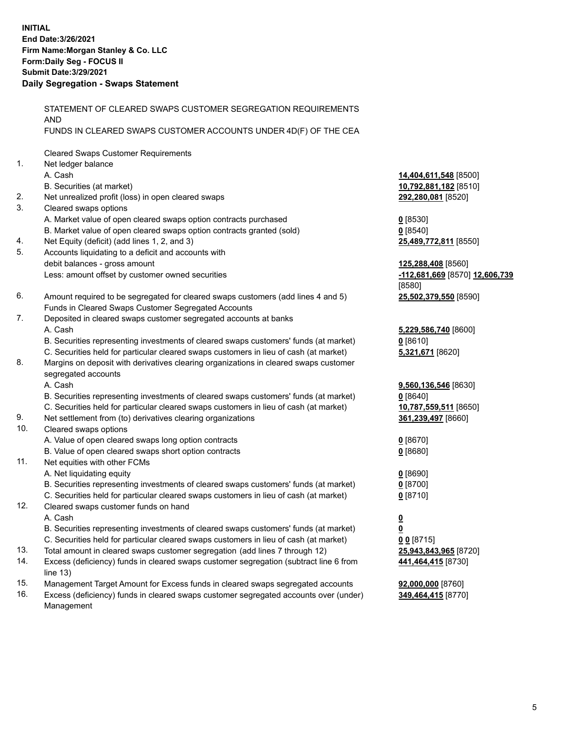**INITIAL**
**End Date:3/26/2021**
**Firm Name:Morgan Stanley & Co. LLC**
**Form:Daily Seg - FOCUS II**
**Submit Date:3/29/2021**
**Daily Segregation - Swaps Statement**

STATEMENT OF CLEARED SWAPS CUSTOMER SEGREGATION REQUIREMENTS AND FUNDS IN CLEARED SWAPS CUSTOMER ACCOUNTS UNDER 4D(F) OF THE CEA

| | | |
|---|---|---|
| | Cleared Swaps Customer Requirements | |
| 1. | Net ledger balance | |
| | A. Cash | **14,404,611,548** [8500] |
| | B. Securities (at market) | **10,792,881,182** [8510] |
| 2. | Net unrealized profit (loss) in open cleared swaps | **292,280,081** [8520] |
| 3. | Cleared swaps options | |
| | A. Market value of open cleared swaps option contracts purchased | **0** [8530] |
| | B. Market value of open cleared swaps option contracts granted (sold) | **0** [8540] |
| 4. | Net Equity (deficit) (add lines 1, 2, and 3) | **25,489,772,811** [8550] |
| 5. | Accounts liquidating to a deficit and accounts with debit balances - gross amount | **125,288,408** [8560] |
| | Less: amount offset by customer owned securities | **-112,681,669** [8570] **12,606,739** [8580] |
| 6. | Amount required to be segregated for cleared swaps customers (add lines 4 and 5) | **25,502,379,550** [8590] |
| | Funds in Cleared Swaps Customer Segregated Accounts | |
| 7. | Deposited in cleared swaps customer segregated accounts at banks | |
| | A. Cash | **5,229,586,740** [8600] |
| | B. Securities representing investments of cleared swaps customers' funds (at market) | **0** [8610] |
| | C. Securities held for particular cleared swaps customers in lieu of cash (at market) | **5,321,671** [8620] |
| 8. | Margins on deposit with derivatives clearing organizations in cleared swaps customer segregated accounts | |
| | A. Cash | **9,560,136,546** [8630] |
| | B. Securities representing investments of cleared swaps customers' funds (at market) | **0** [8640] |
| | C. Securities held for particular cleared swaps customers in lieu of cash (at market) | **10,787,559,511** [8650] |
| 9. | Net settlement from (to) derivatives clearing organizations | **361,239,497** [8660] |
| 10. | Cleared swaps options | |
| | A. Value of open cleared swaps long option contracts | **0** [8670] |
| | B. Value of open cleared swaps short option contracts | **0** [8680] |
| 11. | Net equities with other FCMs | |
| | A. Net liquidating equity | **0** [8690] |
| | B. Securities representing investments of cleared swaps customers' funds (at market) | **0** [8700] |
| | C. Securities held for particular cleared swaps customers in lieu of cash (at market) | **0** [8710] |
| 12. | Cleared swaps customer funds on hand | |
| | A. Cash | **0** |
| | B. Securities representing investments of cleared swaps customers' funds (at market) | **0** |
| | C. Securities held for particular cleared swaps customers in lieu of cash (at market) | **0** **0** [8715] |
| 13. | Total amount in cleared swaps customer segregation (add lines 7 through 12) | **25,943,843,965** [8720] |
| 14. | Excess (deficiency) funds in cleared swaps customer segregation (subtract line 6 from line 13) | **441,464,415** [8730] |
| 15. | Management Target Amount for Excess funds in cleared swaps segregated accounts | **92,000,000** [8760] |
| 16. | Excess (deficiency) funds in cleared swaps customer segregated accounts over (under) Management | **349,464,415** [8770] |